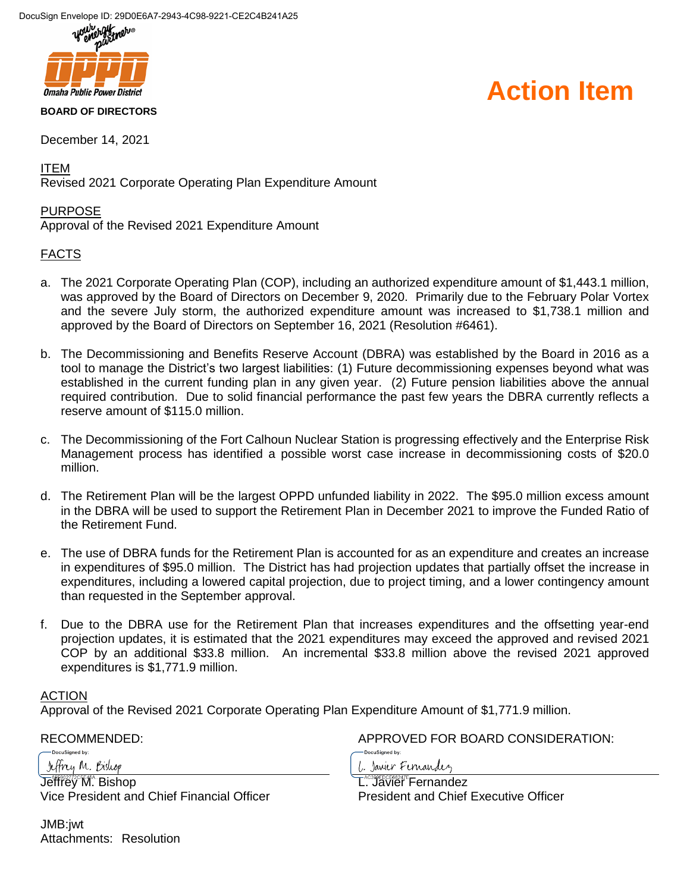DocuSign Envelope ID: 29D0E6A7-2943-4C98-9221-CE2C4B241A25

Omaha Public Power District

**BOARD OF DIRECTORS**

# Action Item

December 14, 2021

ITEM

Revised 2021 Corporate Operating Plan Expenditure Amount

PURPOSE

Approval of the Revised 2021 Expenditure Amount

FACTS

a. The 2021 Corporate Operating Plan (COP), including an authorized expenditure amount of $1,443.1 million, was approved by the Board of Directors on December 9, 2020. Primarily due to the February Polar Vortex and the severe July storm, the authorized expenditure amount was increased to $1,738.1 million and approved by the Board of Directors on September 16, 2021 (Resolution #6461).

b. The Decommissioning and Benefits Reserve Account (DBRA) was established by the Board in 2016 as a tool to manage the District's two largest liabilities: (1) Future decommissioning expenses beyond what was established in the current funding plan in any given year. (2) Future pension liabilities above the annual required contribution. Due to solid financial performance the past few years the DBRA currently reflects a reserve amount of $115.0 million.

c. The Decommissioning of the Fort Calhoun Nuclear Station is progressing effectively and the Enterprise Risk Management process has identified a possible worst case increase in decommissioning costs of $20.0 million.

d. The Retirement Plan will be the largest OPPD unfunded liability in 2022. The $95.0 million excess amount in the DBRA will be used to support the Retirement Plan in December 2021 to improve the Funded Ratio of the Retirement Fund.

e. The use of DBRA funds for the Retirement Plan is accounted for as an expenditure and creates an increase in expenditures of $95.0 million. The District has had projection updates that partially offset the increase in expenditures, including a lowered capital projection, due to project timing, and a lower contingency amount than requested in the September approval.

f. Due to the DBRA use for the Retirement Plan that increases expenditures and the offsetting year-end projection updates, it is estimated that the 2021 expenditures may exceed the approved and revised 2021 COP by an additional $33.8 million. An incremental $33.8 million above the revised 2021 approved expenditures is $1,771.9 million.

ACTION

Approval of the Revised 2021 Corporate Operating Plan Expenditure Amount of $1,771.9 million.

RECOMMENDED:

Jeffrey M. Bishop
Vice President and Chief Financial Officer

APPROVED FOR BOARD CONSIDERATION:

L. Javier Fernandez
President and Chief Executive Officer

JMB:jwt

Attachments: Resolution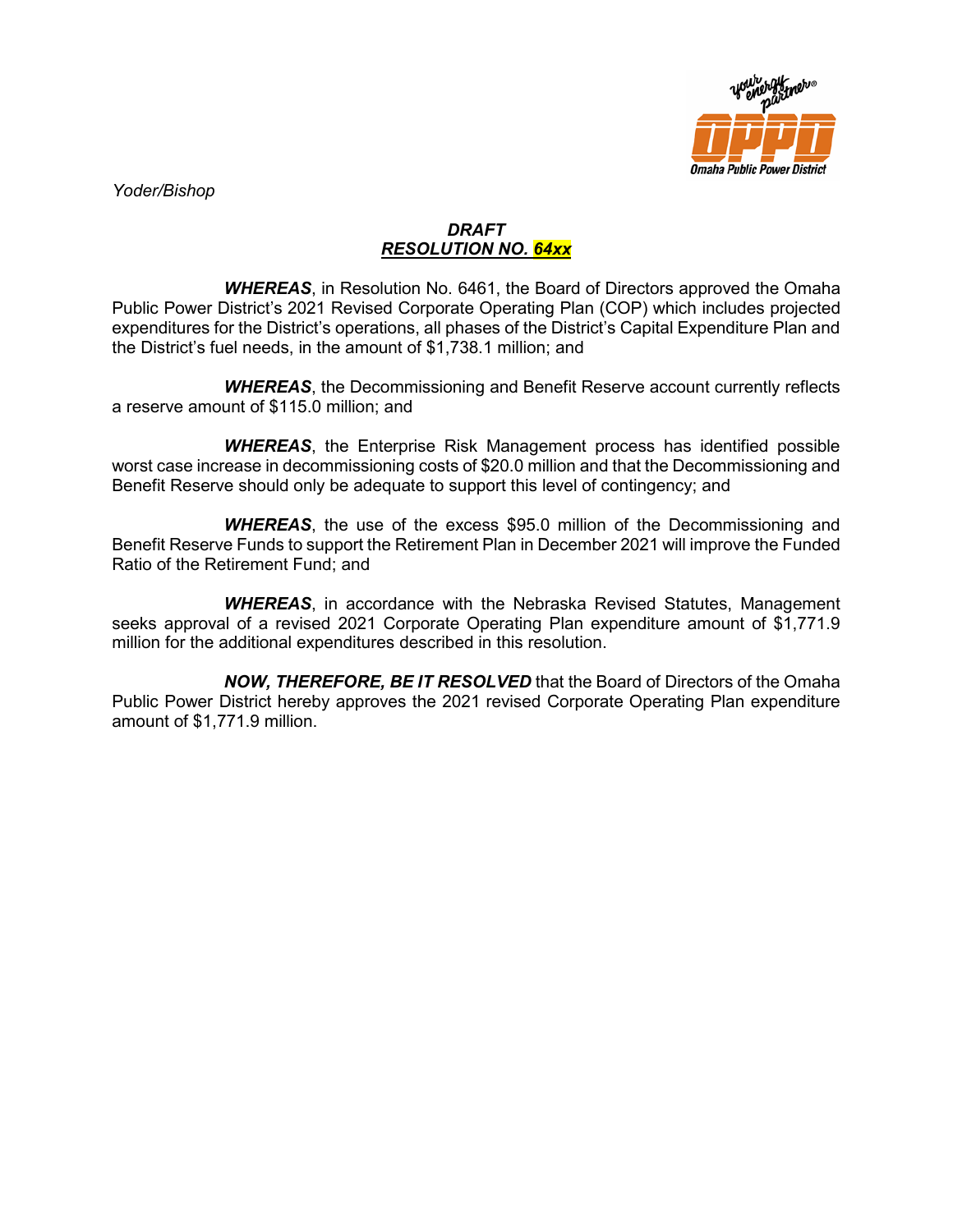*Yoder/Bishop*

***DRAFT***
***RESOLUTION NO. 64xx***

***WHEREAS***, in Resolution No. 6461, the Board of Directors approved the Omaha Public Power District's 2021 Revised Corporate Operating Plan (COP) which includes projected expenditures for the District's operations, all phases of the District's Capital Expenditure Plan and the District's fuel needs, in the amount of $1,738.1 million; and

***WHEREAS***, the Decommissioning and Benefit Reserve account currently reflects a reserve amount of $115.0 million; and

***WHEREAS***, the Enterprise Risk Management process has identified possible worst case increase in decommissioning costs of $20.0 million and that the Decommissioning and Benefit Reserve should only be adequate to support this level of contingency; and

***WHEREAS***, the use of the excess $95.0 million of the Decommissioning and Benefit Reserve Funds to support the Retirement Plan in December 2021 will improve the Funded Ratio of the Retirement Fund; and

***WHEREAS***, in accordance with the Nebraska Revised Statutes, Management seeks approval of a revised 2021 Corporate Operating Plan expenditure amount of $1,771.9 million for the additional expenditures described in this resolution.

***NOW, THEREFORE, BE IT RESOLVED*** that the Board of Directors of the Omaha Public Power District hereby approves the 2021 revised Corporate Operating Plan expenditure amount of $1,771.9 million.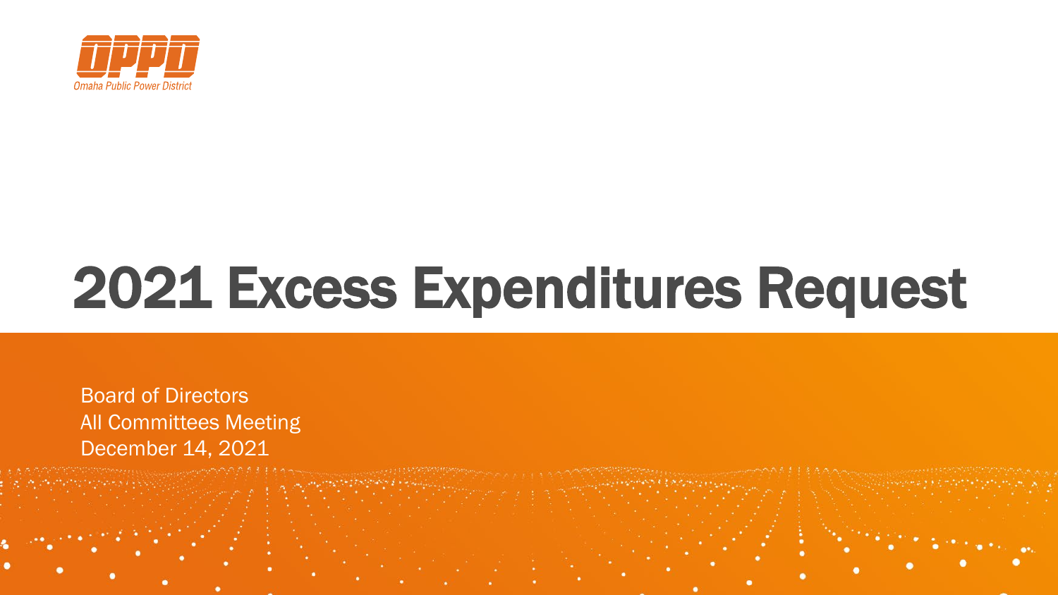OPPD

Omaha Public Power District

# 2021 Excess Expenditures Request

Board of Directors
All Committees Meeting
December 14, 2021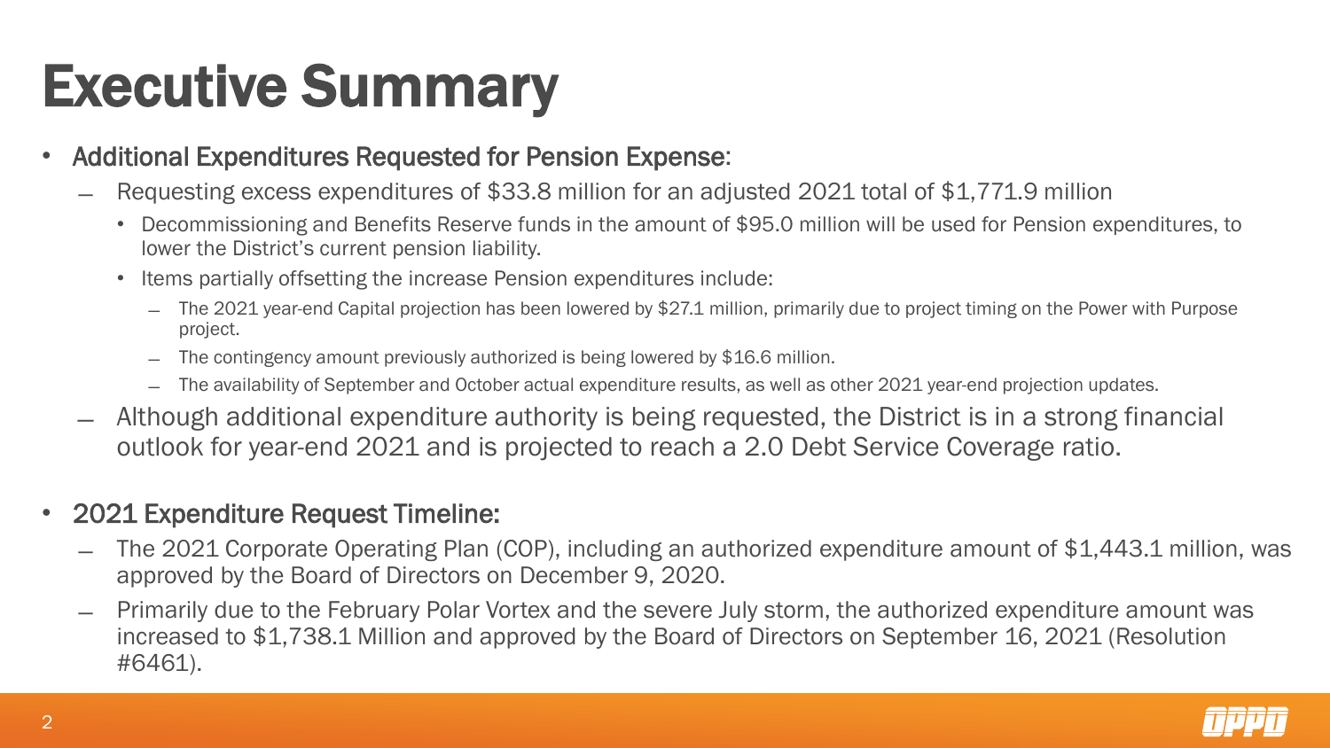# Executive Summary

- Additional Expenditures Requested for Pension Expense:
  - Requesting excess expenditures of $33.8 million for an adjusted 2021 total of $1,771.9 million
    - Decommissioning and Benefits Reserve funds in the amount of $95.0 million will be used for Pension expenditures, to lower the District's current pension liability.
    - Items partially offsetting the increase Pension expenditures include:
      - The 2021 year-end Capital projection has been lowered by $27.1 million, primarily due to project timing on the Power with Purpose project.
      - The contingency amount previously authorized is being lowered by $16.6 million.
      - The availability of September and October actual expenditure results, as well as other 2021 year-end projection updates.
  - Although additional expenditure authority is being requested, the District is in a strong financial outlook for year-end 2021 and is projected to reach a 2.0 Debt Service Coverage ratio.

- 2021 Expenditure Request Timeline:
  - The 2021 Corporate Operating Plan (COP), including an authorized expenditure amount of $1,443.1 million, was approved by the Board of Directors on December 9, 2020.
  - Primarily due to the February Polar Vortex and the severe July storm, the authorized expenditure amount was increased to $1,738.1 Million and approved by the Board of Directors on September 16, 2021 (Resolution #6461).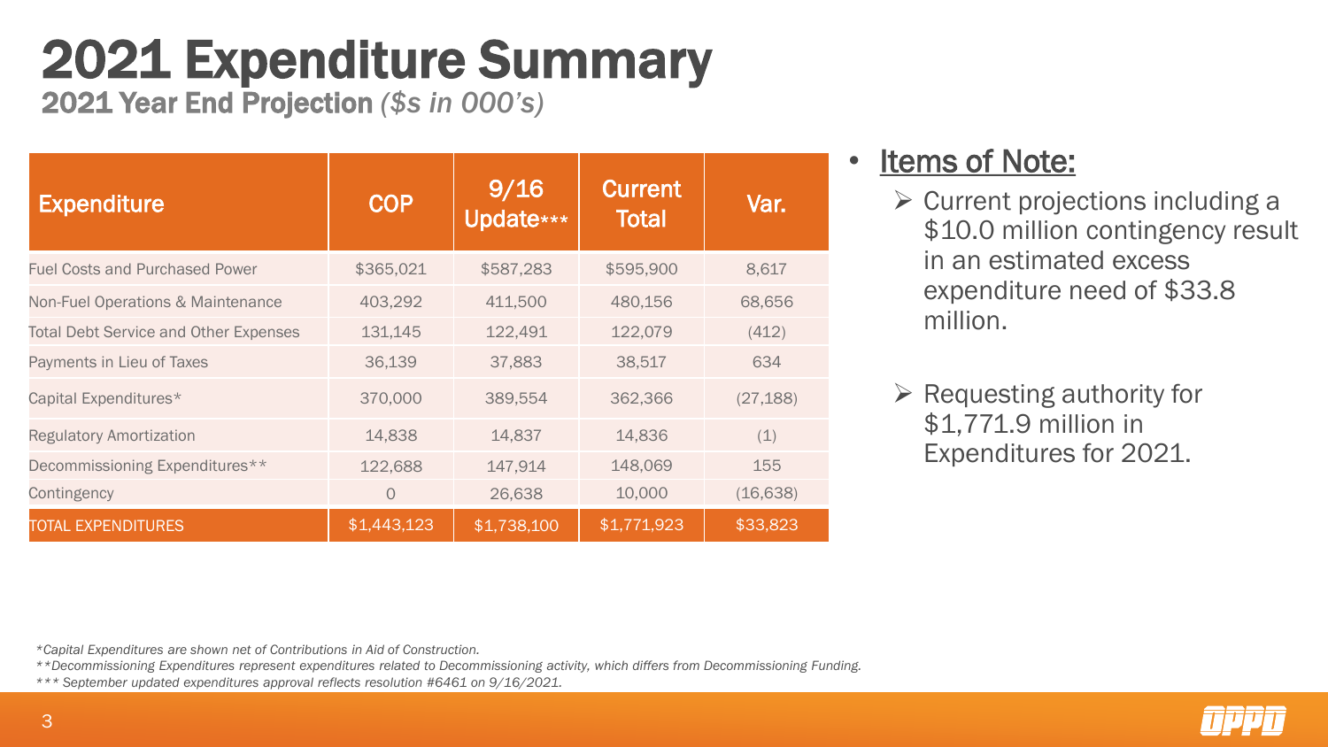# 2021 Expenditure Summary

## 2021 Year End Projection *($s in 000's)*

| Expenditure | COP | 9/16 Update*** | Current Total | Var. |
|---|---|---|---|---|
| Fuel Costs and Purchased Power | $365,021 | $587,283 | $595,900 | 8,617 |
| Non-Fuel Operations & Maintenance | 403,292 | 411,500 | 480,156 | 68,656 |
| Total Debt Service and Other Expenses | 131,145 | 122,491 | 122,079 | (412) |
| Payments in Lieu of Taxes | 36,139 | 37,883 | 38,517 | 634 |
| Capital Expenditures* | 370,000 | 389,554 | 362,366 | (27,188) |
| Regulatory Amortization | 14,838 | 14,837 | 14,836 | (1) |
| Decommissioning Expenditures** | 122,688 | 147,914 | 148,069 | 155 |
| Contingency | 0 | 26,638 | 10,000 | (16,638) |
| TOTAL EXPENDITURES | $1,443,123 | $1,738,100 | $1,771,923 | $33,823 |

- Items of Note:
  - Current projections including a $10.0 million contingency result in an estimated excess expenditure need of $33.8 million.
  - Requesting authority for $1,771.9 million in Expenditures for 2021.

*\*Capital Expenditures are shown net of Contributions in Aid of Construction.*

*\*\*Decommissioning Expenditures represent expenditures related to Decommissioning activity, which differs from Decommissioning Funding.*

*\*\*\* September updated expenditures approval reflects resolution #6461 on 9/16/2021.*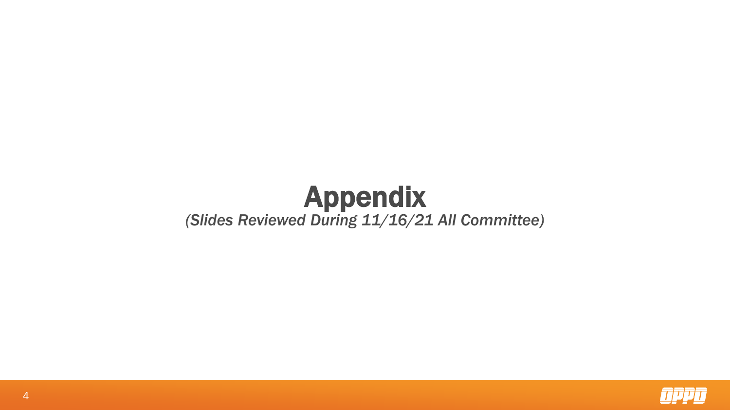# Appendix

*(Slides Reviewed During 11/16/21 All Committee)*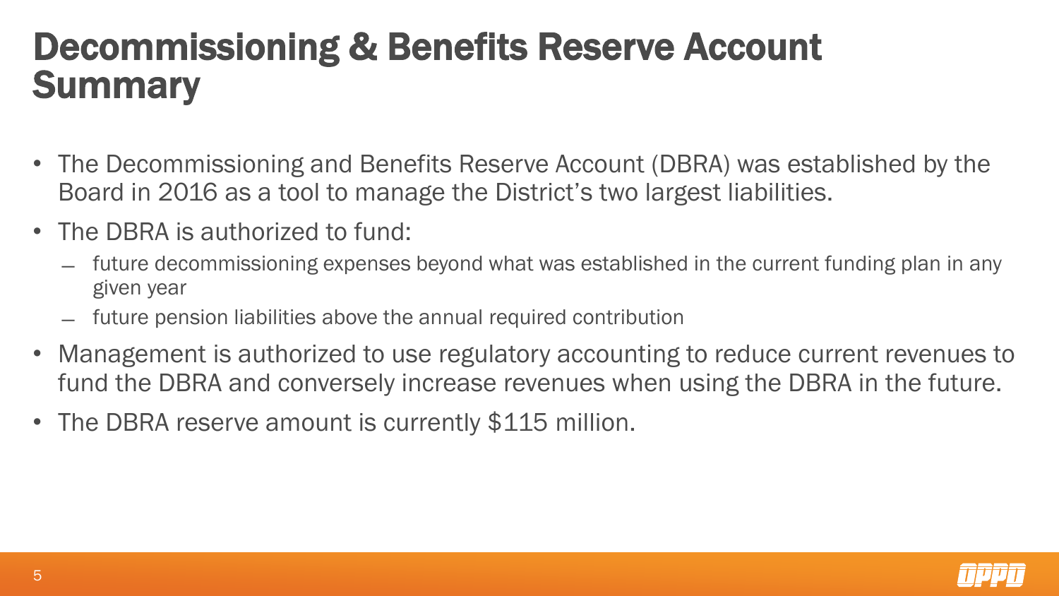# Decommissioning & Benefits Reserve Account Summary

- The Decommissioning and Benefits Reserve Account (DBRA) was established by the Board in 2016 as a tool to manage the District's two largest liabilities.
- The DBRA is authorized to fund:
  - future decommissioning expenses beyond what was established in the current funding plan in any given year
  - future pension liabilities above the annual required contribution
- Management is authorized to use regulatory accounting to reduce current revenues to fund the DBRA and conversely increase revenues when using the DBRA in the future.
- The DBRA reserve amount is currently $115 million.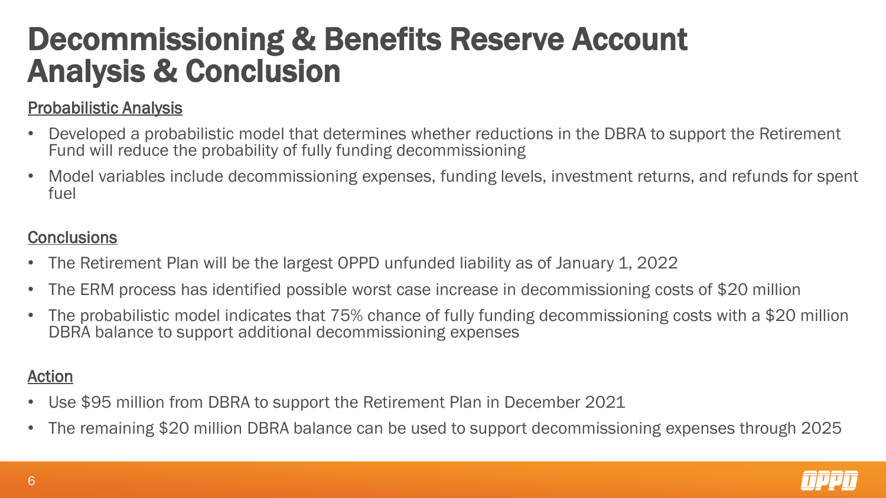# Decommissioning & Benefits Reserve Account Analysis & Conclusion

## Probabilistic Analysis

- Developed a probabilistic model that determines whether reductions in the DBRA to support the Retirement Fund will reduce the probability of fully funding decommissioning
- Model variables include decommissioning expenses, funding levels, investment returns, and refunds for spent fuel

## Conclusions

- The Retirement Plan will be the largest OPPD unfunded liability as of January 1, 2022
- The ERM process has identified possible worst case increase in decommissioning costs of $20 million
- The probabilistic model indicates that 75% chance of fully funding decommissioning costs with a $20 million DBRA balance to support additional decommissioning expenses

## Action

- Use $95 million from DBRA to support the Retirement Plan in December 2021
- The remaining $20 million DBRA balance can be used to support decommissioning expenses through 2025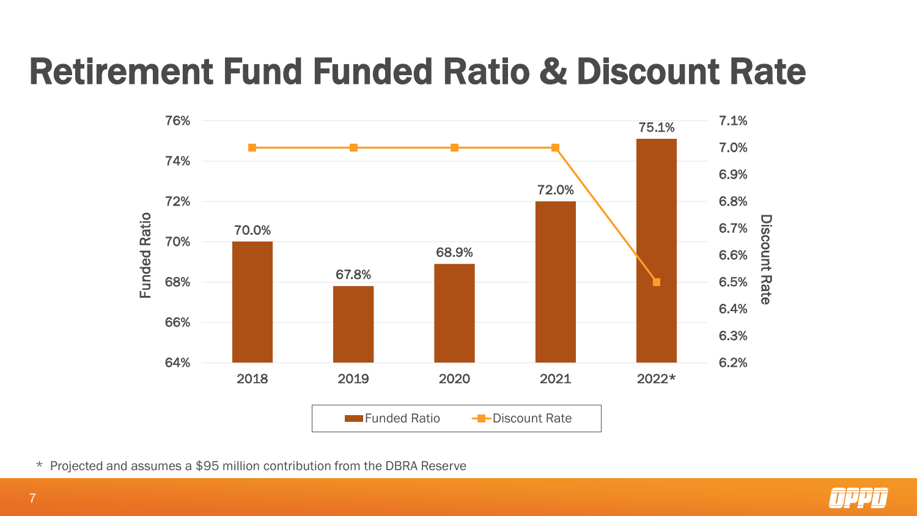# Retirement Fund Funded Ratio & Discount Rate

Funded Ratio

76%
74%
72%
70%
68%
66%
64%

Discount Rate

7.1%
7.0%
6.9%
6.8%
6.7%
6.6%
6.5%
6.4%
6.3%
6.2%

70.0%
67.8%
68.9%
72.0%
75.1%

2018
2019
2020
2021
2022*

Funded Ratio
Discount Rate

* Projected and assumes a $95 million contribution from the DBRA Reserve